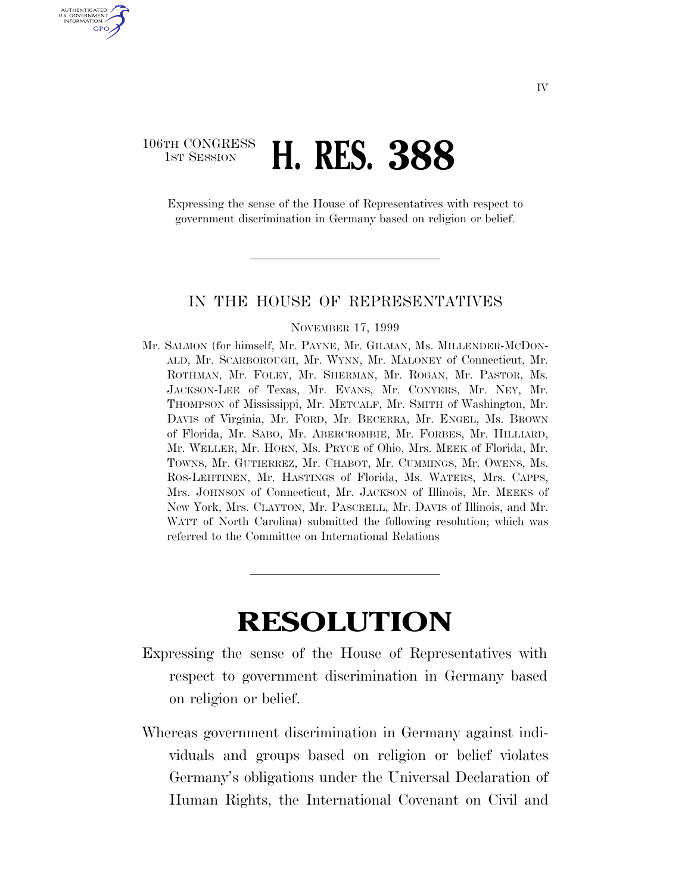106TH CONGRESS
1ST SESSION

# H. RES. 388

Expressing the sense of the House of Representatives with respect to government discrimination in Germany based on religion or belief.

IN THE HOUSE OF REPRESENTATIVES

NOVEMBER 17, 1999

Mr. SALMON (for himself, Mr. PAYNE, Mr. GILMAN, Ms. MILLENDER-MCDONALD, Mr. SCARBOROUGH, Mr. WYNN, Mr. MALONEY of Connecticut, Mr. ROTHMAN, Mr. FOLEY, Mr. SHERMAN, Mr. ROGAN, Mr. PASTOR, Ms. JACKSON-LEE of Texas, Mr. EVANS, Mr. CONYERS, Mr. NEY, Mr. THOMPSON of Mississippi, Mr. METCALF, Mr. SMITH of Washington, Mr. DAVIS of Virginia, Mr. FORD, Mr. BECERRA, Mr. ENGEL, Ms. BROWN of Florida, Mr. SABO, Mr. ABERCROMBIE, Mr. FORBES, Mr. HILLIARD, Mr. WELLER, Mr. HORN, Ms. PRYCE of Ohio, Mrs. MEEK of Florida, Mr. TOWNS, Mr. GUTIERREZ, Mr. CHABOT, Mr. CUMMINGS, Mr. OWENS, Ms. ROS-LEHTINEN, Mr. HASTINGS of Florida, Ms. WATERS, Mrs. CAPPS, Mrs. JOHNSON of Connecticut, Mr. JACKSON of Illinois, Mr. MEEKS of New York, Mrs. CLAYTON, Mr. PASCRELL, Mr. DAVIS of Illinois, and Mr. WATT of North Carolina) submitted the following resolution; which was referred to the Committee on International Relations

# RESOLUTION

Expressing the sense of the House of Representatives with respect to government discrimination in Germany based on religion or belief.

Whereas government discrimination in Germany against individuals and groups based on religion or belief violates Germany's obligations under the Universal Declaration of Human Rights, the International Covenant on Civil and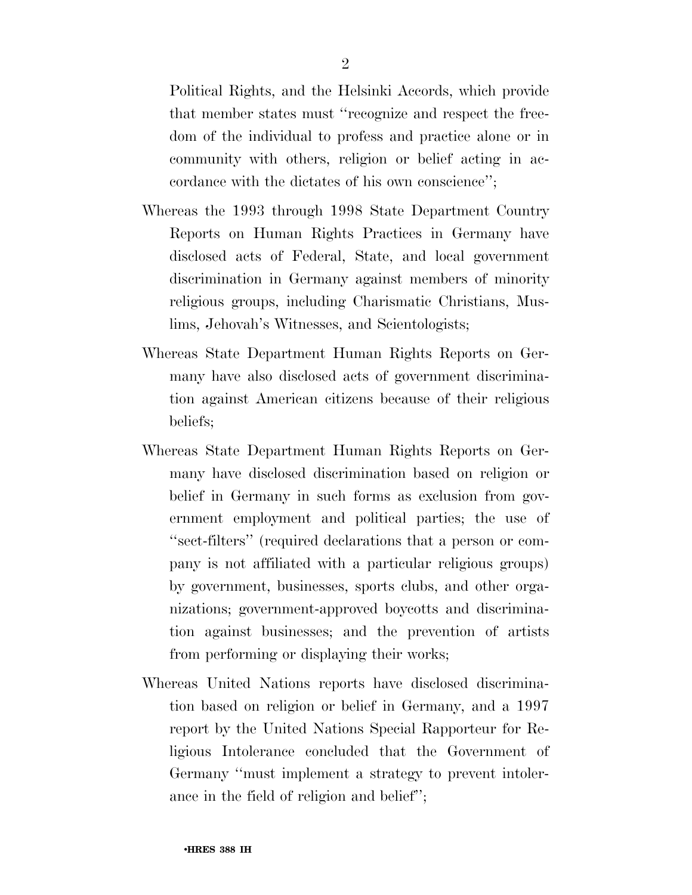Political Rights, and the Helsinki Accords, which provide that member states must ''recognize and respect the freedom of the individual to profess and practice alone or in community with others, religion or belief acting in accordance with the dictates of his own conscience'';

Whereas the 1993 through 1998 State Department Country Reports on Human Rights Practices in Germany have disclosed acts of Federal, State, and local government discrimination in Germany against members of minority religious groups, including Charismatic Christians, Muslims, Jehovah's Witnesses, and Scientologists;

Whereas State Department Human Rights Reports on Germany have also disclosed acts of government discrimination against American citizens because of their religious beliefs;

Whereas State Department Human Rights Reports on Germany have disclosed discrimination based on religion or belief in Germany in such forms as exclusion from government employment and political parties; the use of ''sect-filters'' (required declarations that a person or company is not affiliated with a particular religious groups) by government, businesses, sports clubs, and other organizations; government-approved boycotts and discrimination against businesses; and the prevention of artists from performing or displaying their works;

Whereas United Nations reports have disclosed discrimination based on religion or belief in Germany, and a 1997 report by the United Nations Special Rapporteur for Religious Intolerance concluded that the Government of Germany ''must implement a strategy to prevent intolerance in the field of religion and belief'';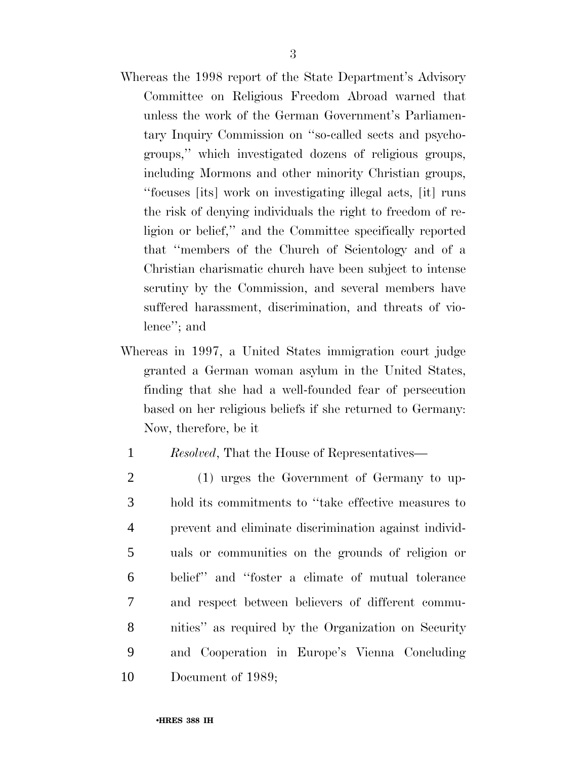Whereas the 1998 report of the State Department's Advisory Committee on Religious Freedom Abroad warned that unless the work of the German Government's Parliamentary Inquiry Commission on "so-called sects and psychogroups," which investigated dozens of religious groups, including Mormons and other minority Christian groups, "focuses [its] work on investigating illegal acts, [it] runs the risk of denying individuals the right to freedom of religion or belief," and the Committee specifically reported that "members of the Church of Scientology and of a Christian charismatic church have been subject to intense scrutiny by the Commission, and several members have suffered harassment, discrimination, and threats of violence"; and

Whereas in 1997, a United States immigration court judge granted a German woman asylum in the United States, finding that she had a well-founded fear of persecution based on her religious beliefs if she returned to Germany: Now, therefore, be it

1 *Resolved*, That the House of Representatives—

2 (1) urges the Government of Germany to up-
3 hold its commitments to "take effective measures to
4 prevent and eliminate discrimination against individ-
5 uals or communities on the grounds of religion or
6 belief" and "foster a climate of mutual tolerance
7 and respect between believers of different commu-
8 nities" as required by the Organization on Security
9 and Cooperation in Europe's Vienna Concluding
10 Document of 1989;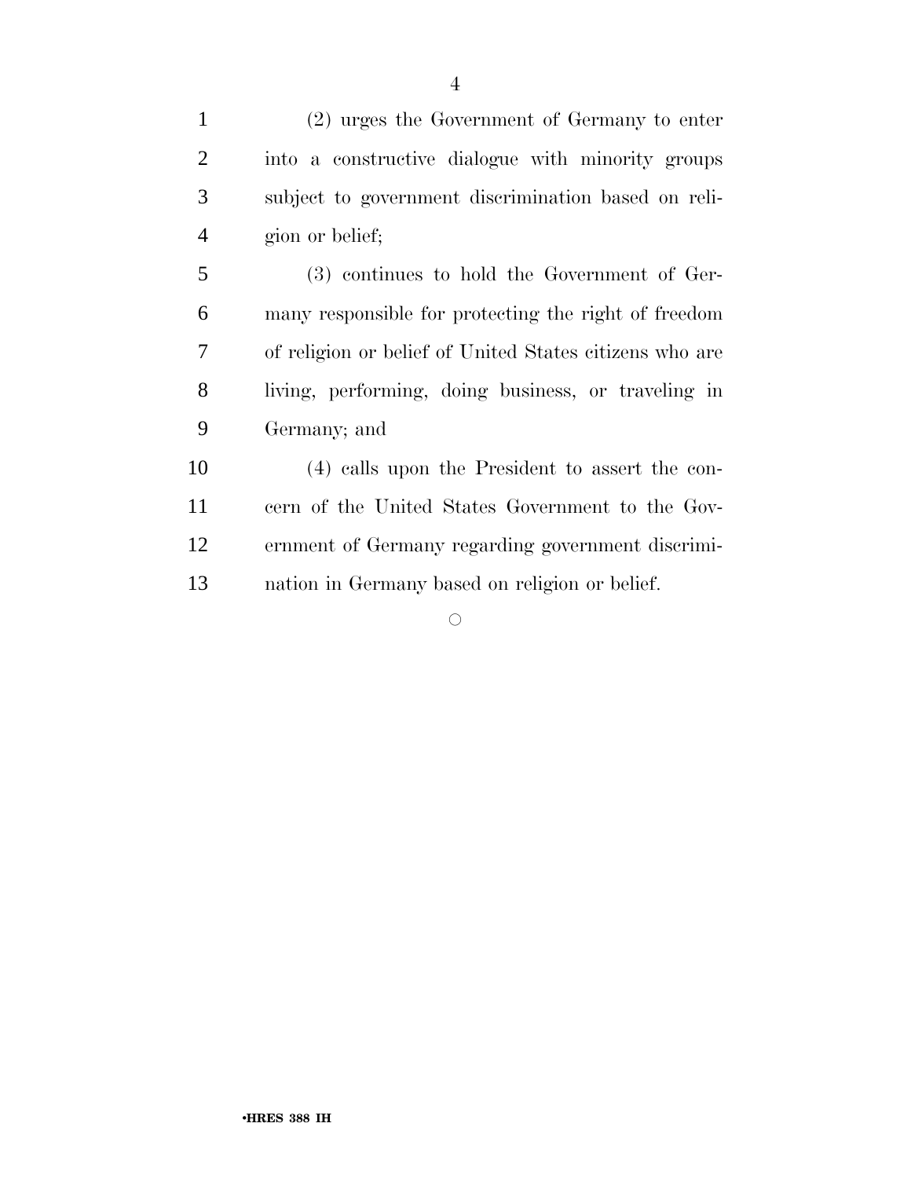(2) urges the Government of Germany to enter into a constructive dialogue with minority groups subject to government discrimination based on religion or belief;

(3) continues to hold the Government of Germany responsible for protecting the right of freedom of religion or belief of United States citizens who are living, performing, doing business, or traveling in Germany; and

(4) calls upon the President to assert the concern of the United States Government to the Government of Germany regarding government discrimination in Germany based on religion or belief.

○